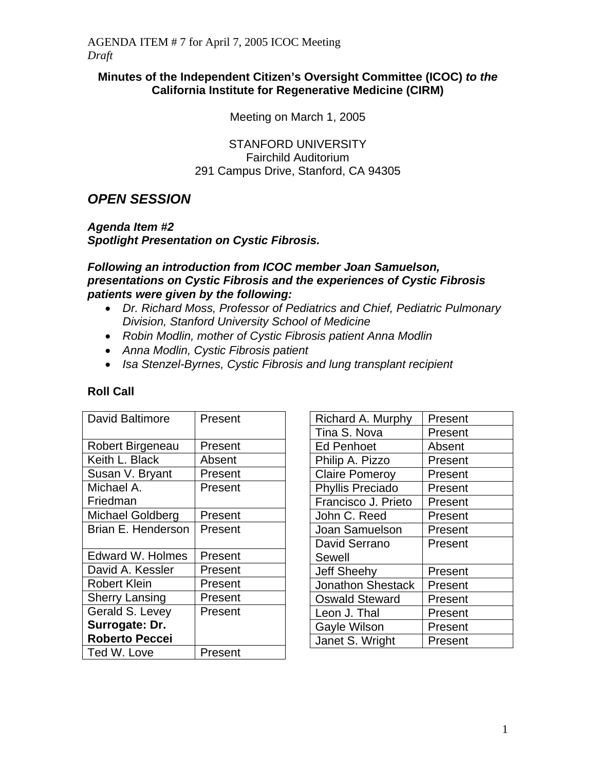AGENDA ITEM # 7 for April 7, 2005 ICOC Meeting
*Draft*

**Minutes of the Independent Citizen's Oversight Committee (ICOC)** ***to the*** **California Institute for Regenerative Medicine (CIRM)**

Meeting on March 1, 2005

STANFORD UNIVERSITY
Fairchild Auditorium
291 Campus Drive, Stanford, CA 94305

## *OPEN SESSION*

***Agenda Item #2***
***Spotlight Presentation on Cystic Fibrosis.***

***Following an introduction from ICOC member Joan Samuelson, presentations on Cystic Fibrosis and the experiences of Cystic Fibrosis patients were given by the following:***

- *Dr. Richard Moss, Professor of Pediatrics and Chief, Pediatric Pulmonary Division, Stanford University School of Medicine*
- *Robin Modlin, mother of Cystic Fibrosis patient Anna Modlin*
- *Anna Modlin, Cystic Fibrosis patient*
- *Isa Stenzel-Byrnes, Cystic Fibrosis and lung transplant recipient*

### Roll Call

| | |
|---|---|
| David Baltimore | Present |
| Robert Birgeneau | Present |
| Keith L. Black | Absent |
| Susan V. Bryant | Present |
| Michael A. Friedman | Present |
| Michael Goldberg | Present |
| Brian E. Henderson | Present |
| Edward W. Holmes | Present |
| David A. Kessler | Present |
| Robert Klein | Present |
| Sherry Lansing | Present |
| Gerald S. Levey **Surrogate: Dr. Roberto Peccei** | Present |
| Ted W. Love | Present |
| Richard A. Murphy | Present |
| Tina S. Nova | Present |
| Ed Penhoet | Absent |
| Philip A. Pizzo | Present |
| Claire Pomeroy | Present |
| Phyllis Preciado | Present |
| Francisco J. Prieto | Present |
| John C. Reed | Present |
| Joan Samuelson | Present |
| David Serrano Sewell | Present |
| Jeff Sheehy | Present |
| Jonathon Shestack | Present |
| Oswald Steward | Present |
| Leon J. Thal | Present |
| Gayle Wilson | Present |
| Janet S. Wright | Present |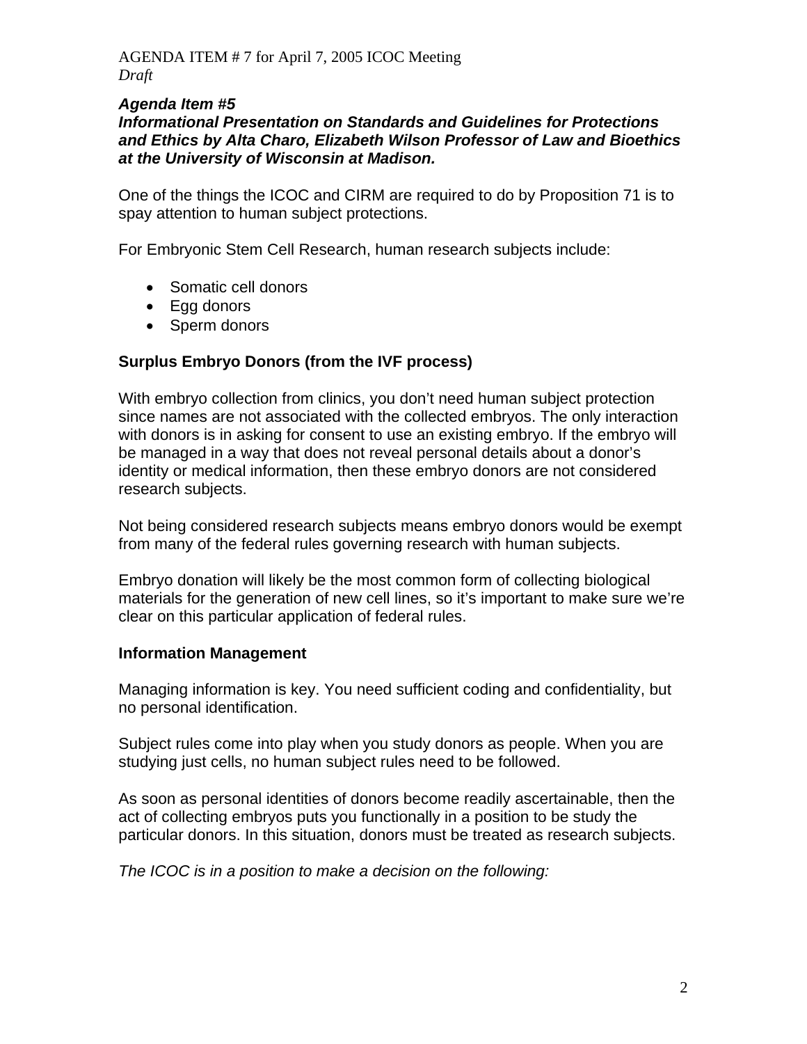AGENDA ITEM # 7 for April 7, 2005 ICOC Meeting
*Draft*

***Agenda Item #5***
***Informational Presentation on Standards and Guidelines for Protections and Ethics by Alta Charo, Elizabeth Wilson Professor of Law and Bioethics at the University of Wisconsin at Madison.***

One of the things the ICOC and CIRM are required to do by Proposition 71 is to spay attention to human subject protections.

For Embryonic Stem Cell Research, human research subjects include:

- Somatic cell donors
- Egg donors
- Sperm donors

**Surplus Embryo Donors (from the IVF process)**

With embryo collection from clinics, you don't need human subject protection since names are not associated with the collected embryos. The only interaction with donors is in asking for consent to use an existing embryo. If the embryo will be managed in a way that does not reveal personal details about a donor's identity or medical information, then these embryo donors are not considered research subjects.

Not being considered research subjects means embryo donors would be exempt from many of the federal rules governing research with human subjects.

Embryo donation will likely be the most common form of collecting biological materials for the generation of new cell lines, so it's important to make sure we're clear on this particular application of federal rules.

**Information Management**

Managing information is key. You need sufficient coding and confidentiality, but no personal identification.

Subject rules come into play when you study donors as people. When you are studying just cells, no human subject rules need to be followed.

As soon as personal identities of donors become readily ascertainable, then the act of collecting embryos puts you functionally in a position to be study the particular donors. In this situation, donors must be treated as research subjects.

*The ICOC is in a position to make a decision on the following:*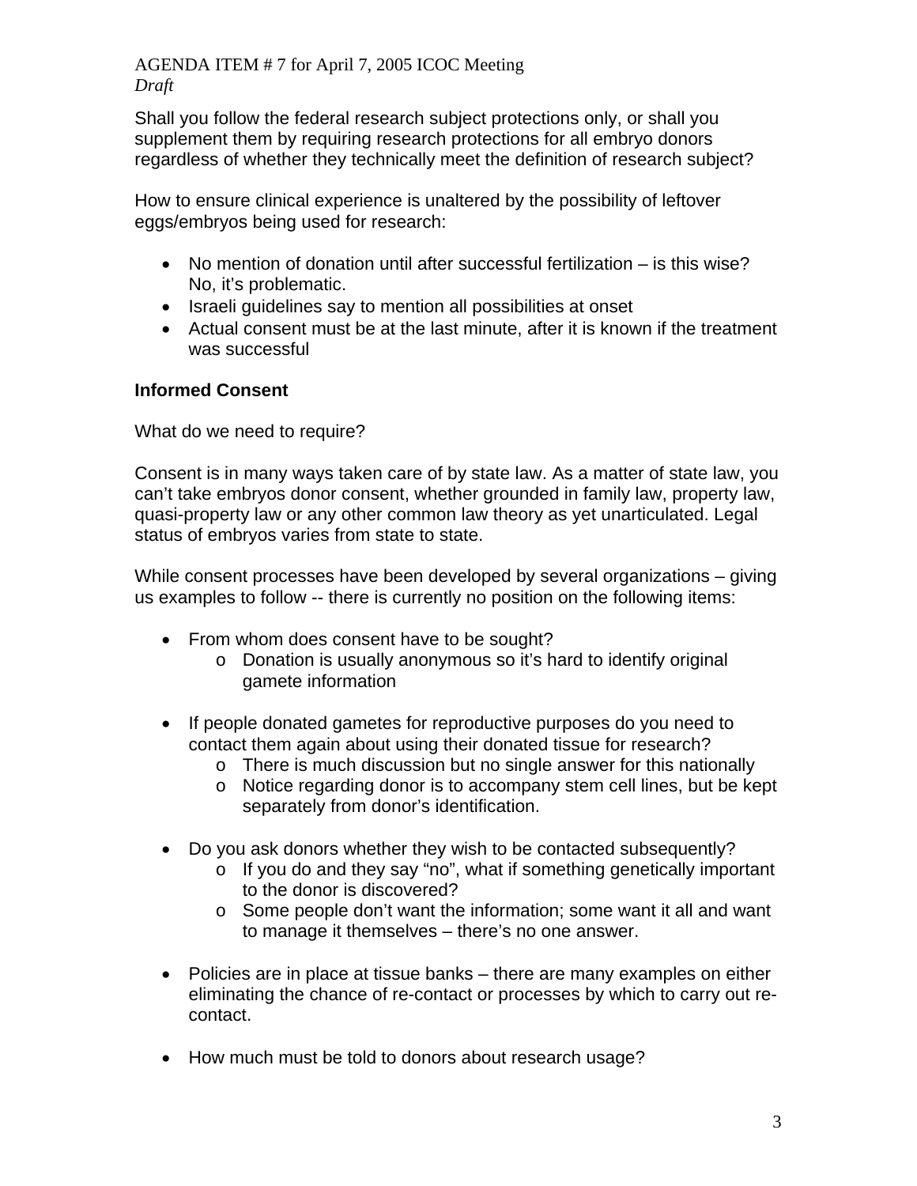Shall you follow the federal research subject protections only, or shall you supplement them by requiring research protections for all embryo donors regardless of whether they technically meet the definition of research subject?

How to ensure clinical experience is unaltered by the possibility of leftover eggs/embryos being used for research:

- No mention of donation until after successful fertilization – is this wise? No, it's problematic.
- Israeli guidelines say to mention all possibilities at onset
- Actual consent must be at the last minute, after it is known if the treatment was successful

**Informed Consent**

What do we need to require?

Consent is in many ways taken care of by state law. As a matter of state law, you can't take embryos donor consent, whether grounded in family law, property law, quasi-property law or any other common law theory as yet unarticulated. Legal status of embryos varies from state to state.

While consent processes have been developed by several organizations – giving us examples to follow -- there is currently no position on the following items:

- From whom does consent have to be sought?
    - Donation is usually anonymous so it's hard to identify original gamete information

- If people donated gametes for reproductive purposes do you need to contact them again about using their donated tissue for research?
    - There is much discussion but no single answer for this nationally
    - Notice regarding donor is to accompany stem cell lines, but be kept separately from donor's identification.

- Do you ask donors whether they wish to be contacted subsequently?
    - If you do and they say "no", what if something genetically important to the donor is discovered?
    - Some people don't want the information; some want it all and want to manage it themselves – there's no one answer.

- Policies are in place at tissue banks – there are many examples on either eliminating the chance of re-contact or processes by which to carry out re-contact.

- How much must be told to donors about research usage?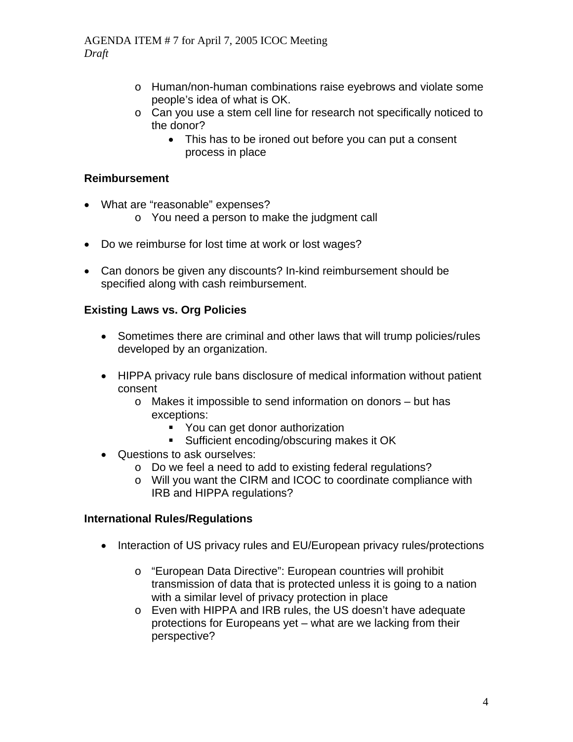- Human/non-human combinations raise eyebrows and violate some people's idea of what is OK.
- Can you use a stem cell line for research not specifically noticed to the donor?
  - This has to be ironed out before you can put a consent process in place

**Reimbursement**

- What are "reasonable" expenses?
  - You need a person to make the judgment call

- Do we reimburse for lost time at work or lost wages?

- Can donors be given any discounts? In-kind reimbursement should be specified along with cash reimbursement.

**Existing Laws vs. Org Policies**

- Sometimes there are criminal and other laws that will trump policies/rules developed by an organization.

- HIPPA privacy rule bans disclosure of medical information without patient consent
  - Makes it impossible to send information on donors – but has exceptions:
    - You can get donor authorization
    - Sufficient encoding/obscuring makes it OK
- Questions to ask ourselves:
  - Do we feel a need to add to existing federal regulations?
  - Will you want the CIRM and ICOC to coordinate compliance with IRB and HIPPA regulations?

**International Rules/Regulations**

- Interaction of US privacy rules and EU/European privacy rules/protections

  - "European Data Directive": European countries will prohibit transmission of data that is protected unless it is going to a nation with a similar level of privacy protection in place
  - Even with HIPPA and IRB rules, the US doesn't have adequate protections for Europeans yet – what are we lacking from their perspective?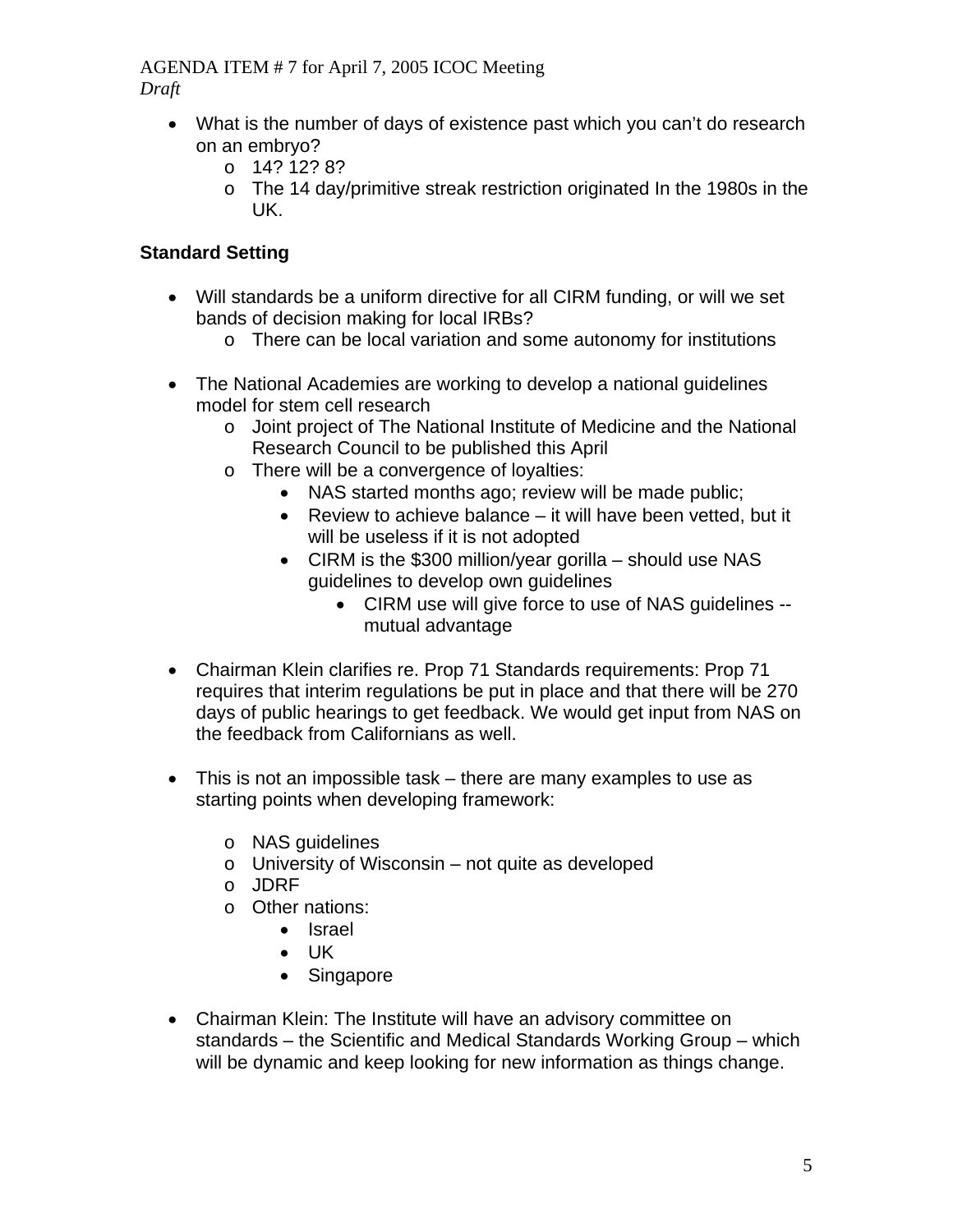- What is the number of days of existence past which you can't do research on an embryo?
  - 14? 12? 8?
  - The 14 day/primitive streak restriction originated In the 1980s in the UK.

**Standard Setting**

- Will standards be a uniform directive for all CIRM funding, or will we set bands of decision making for local IRBs?
  - There can be local variation and some autonomy for institutions

- The National Academies are working to develop a national guidelines model for stem cell research
  - Joint project of The National Institute of Medicine and the National Research Council to be published this April
  - There will be a convergence of loyalties:
    - NAS started months ago; review will be made public;
    - Review to achieve balance – it will have been vetted, but it will be useless if it is not adopted
    - CIRM is the $300 million/year gorilla – should use NAS guidelines to develop own guidelines
      - CIRM use will give force to use of NAS guidelines -- mutual advantage

- Chairman Klein clarifies re. Prop 71 Standards requirements: Prop 71 requires that interim regulations be put in place and that there will be 270 days of public hearings to get feedback. We would get input from NAS on the feedback from Californians as well.

- This is not an impossible task – there are many examples to use as starting points when developing framework:
  - NAS guidelines
  - University of Wisconsin – not quite as developed
  - JDRF
  - Other nations:
    - Israel
    - UK
    - Singapore

- Chairman Klein: The Institute will have an advisory committee on standards – the Scientific and Medical Standards Working Group – which will be dynamic and keep looking for new information as things change.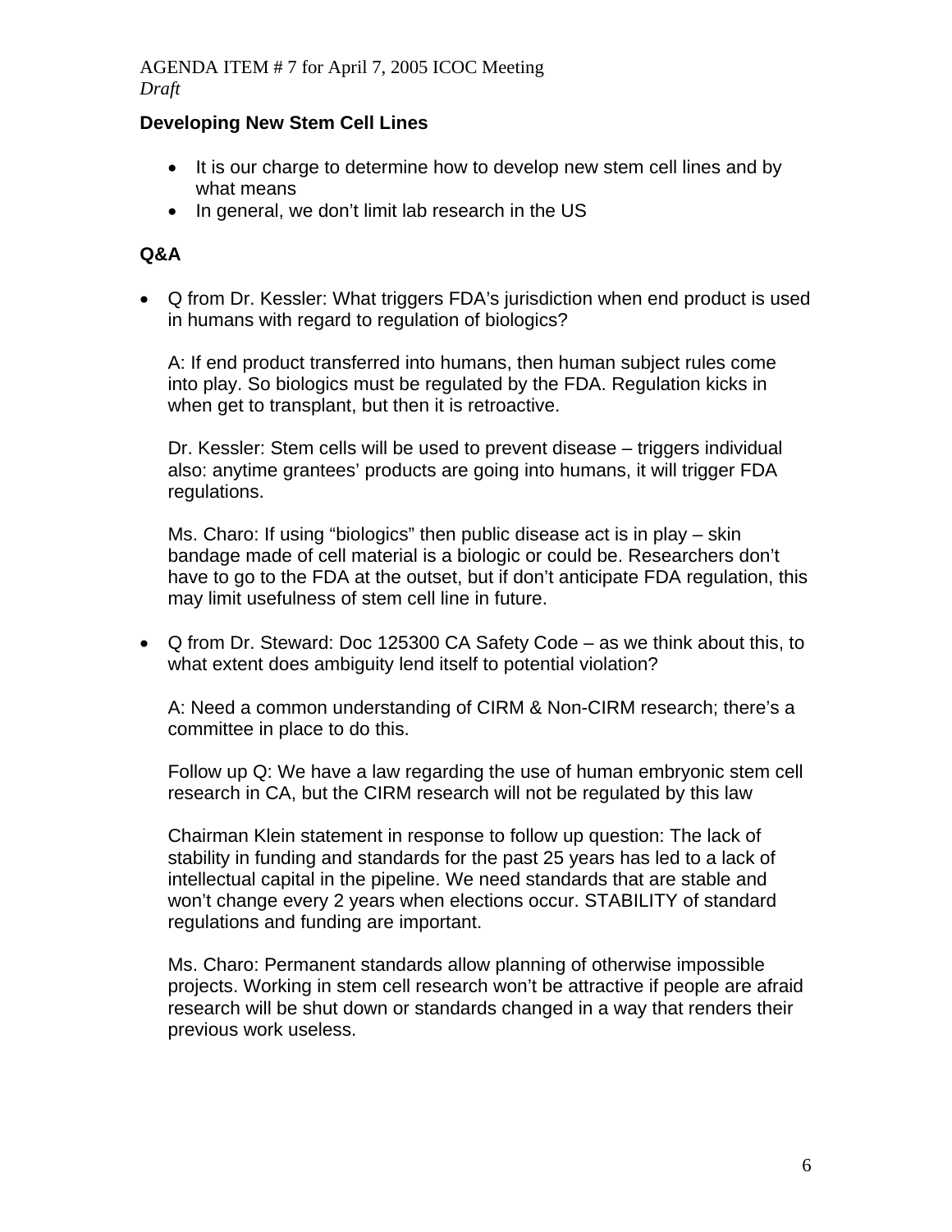AGENDA ITEM # 7 for April 7, 2005 ICOC Meeting
*Draft*

**Developing New Stem Cell Lines**

- It is our charge to determine how to develop new stem cell lines and by what means
- In general, we don't limit lab research in the US

**Q&A**

- Q from Dr. Kessler: What triggers FDA's jurisdiction when end product is used in humans with regard to regulation of biologics?

  A: If end product transferred into humans, then human subject rules come into play. So biologics must be regulated by the FDA. Regulation kicks in when get to transplant, but then it is retroactive.

  Dr. Kessler: Stem cells will be used to prevent disease – triggers individual also: anytime grantees' products are going into humans, it will trigger FDA regulations.

  Ms. Charo: If using "biologics" then public disease act is in play – skin bandage made of cell material is a biologic or could be. Researchers don't have to go to the FDA at the outset, but if don't anticipate FDA regulation, this may limit usefulness of stem cell line in future.

- Q from Dr. Steward: Doc 125300 CA Safety Code – as we think about this, to what extent does ambiguity lend itself to potential violation?

  A: Need a common understanding of CIRM & Non-CIRM research; there's a committee in place to do this.

  Follow up Q: We have a law regarding the use of human embryonic stem cell research in CA, but the CIRM research will not be regulated by this law

  Chairman Klein statement in response to follow up question: The lack of stability in funding and standards for the past 25 years has led to a lack of intellectual capital in the pipeline. We need standards that are stable and won't change every 2 years when elections occur. STABILITY of standard regulations and funding are important.

  Ms. Charo: Permanent standards allow planning of otherwise impossible projects. Working in stem cell research won't be attractive if people are afraid research will be shut down or standards changed in a way that renders their previous work useless.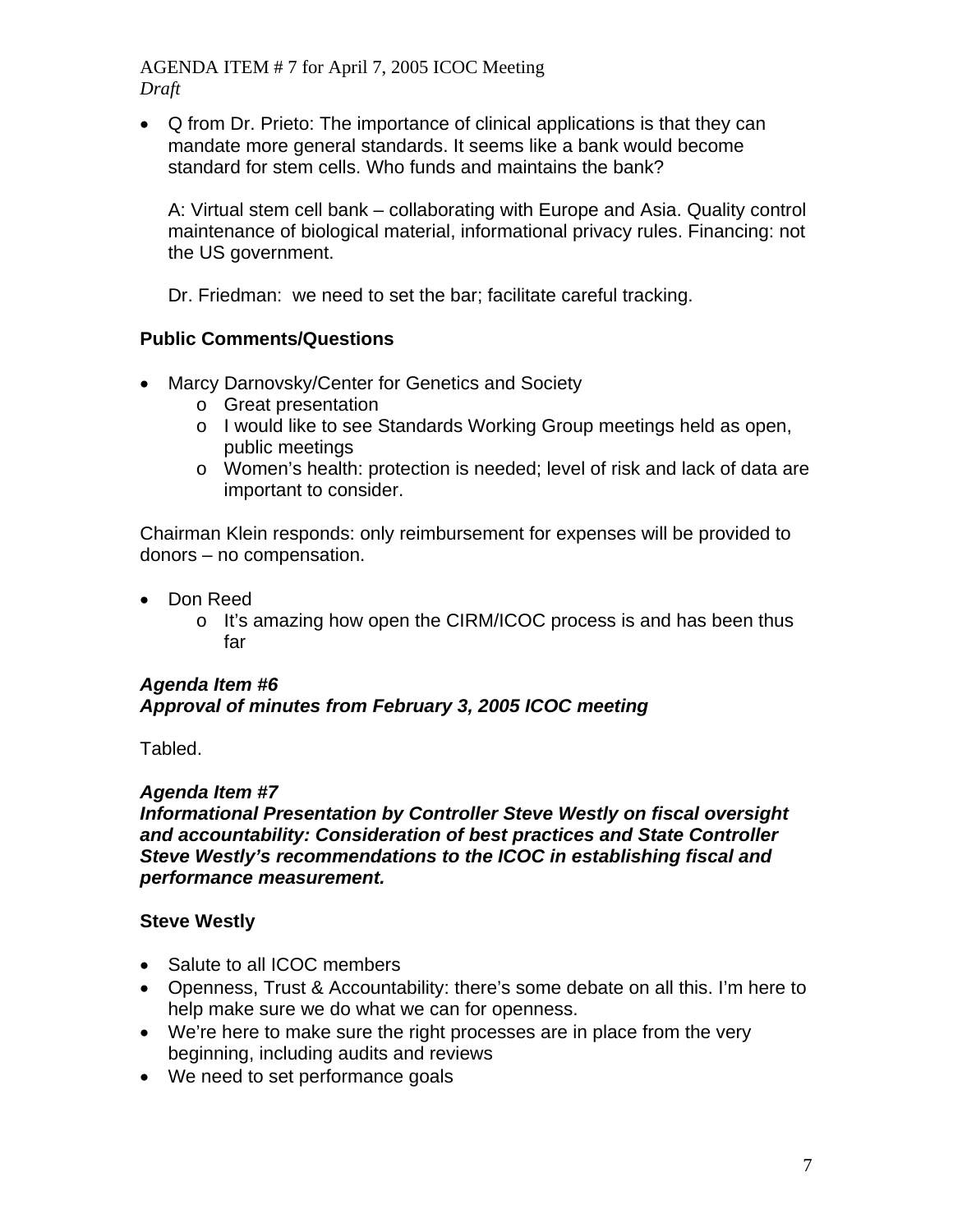- Q from Dr. Prieto: The importance of clinical applications is that they can mandate more general standards. It seems like a bank would become standard for stem cells. Who funds and maintains the bank?

  A: Virtual stem cell bank – collaborating with Europe and Asia. Quality control maintenance of biological material, informational privacy rules. Financing: not the US government.

  Dr. Friedman: we need to set the bar; facilitate careful tracking.

**Public Comments/Questions**

- Marcy Darnovsky/Center for Genetics and Society
  - Great presentation
  - I would like to see Standards Working Group meetings held as open, public meetings
  - Women's health: protection is needed; level of risk and lack of data are important to consider.

Chairman Klein responds: only reimbursement for expenses will be provided to donors – no compensation.

- Don Reed
  - It's amazing how open the CIRM/ICOC process is and has been thus far

***Agenda Item #6***
***Approval of minutes from February 3, 2005 ICOC meeting***

Tabled.

***Agenda Item #7***
***Informational Presentation by Controller Steve Westly on fiscal oversight and accountability: Consideration of best practices and State Controller Steve Westly's recommendations to the ICOC in establishing fiscal and performance measurement.***

**Steve Westly**

- Salute to all ICOC members
- Openness, Trust & Accountability: there's some debate on all this. I'm here to help make sure we do what we can for openness.
- We're here to make sure the right processes are in place from the very beginning, including audits and reviews
- We need to set performance goals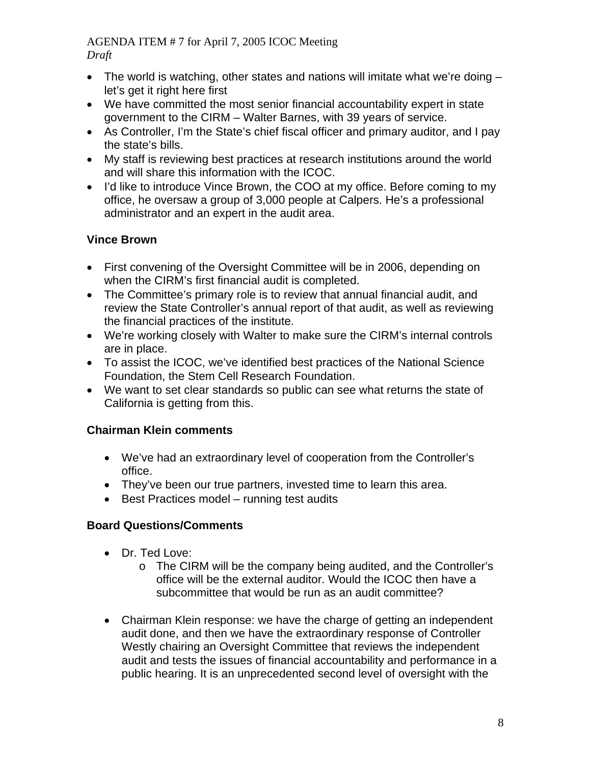- The world is watching, other states and nations will imitate what we're doing – let's get it right here first
- We have committed the most senior financial accountability expert in state government to the CIRM – Walter Barnes, with 39 years of service.
- As Controller, I'm the State's chief fiscal officer and primary auditor, and I pay the state's bills.
- My staff is reviewing best practices at research institutions around the world and will share this information with the ICOC.
- I'd like to introduce Vince Brown, the COO at my office. Before coming to my office, he oversaw a group of 3,000 people at Calpers. He's a professional administrator and an expert in the audit area.

**Vince Brown**

- First convening of the Oversight Committee will be in 2006, depending on when the CIRM's first financial audit is completed.
- The Committee's primary role is to review that annual financial audit, and review the State Controller's annual report of that audit, as well as reviewing the financial practices of the institute.
- We're working closely with Walter to make sure the CIRM's internal controls are in place.
- To assist the ICOC, we've identified best practices of the National Science Foundation, the Stem Cell Research Foundation.
- We want to set clear standards so public can see what returns the state of California is getting from this.

**Chairman Klein comments**

- We've had an extraordinary level of cooperation from the Controller's office.
- They've been our true partners, invested time to learn this area.
- Best Practices model – running test audits

**Board Questions/Comments**

- Dr. Ted Love:
  - The CIRM will be the company being audited, and the Controller's office will be the external auditor. Would the ICOC then have a subcommittee that would be run as an audit committee?

- Chairman Klein response: we have the charge of getting an independent audit done, and then we have the extraordinary response of Controller Westly chairing an Oversight Committee that reviews the independent audit and tests the issues of financial accountability and performance in a public hearing. It is an unprecedented second level of oversight with the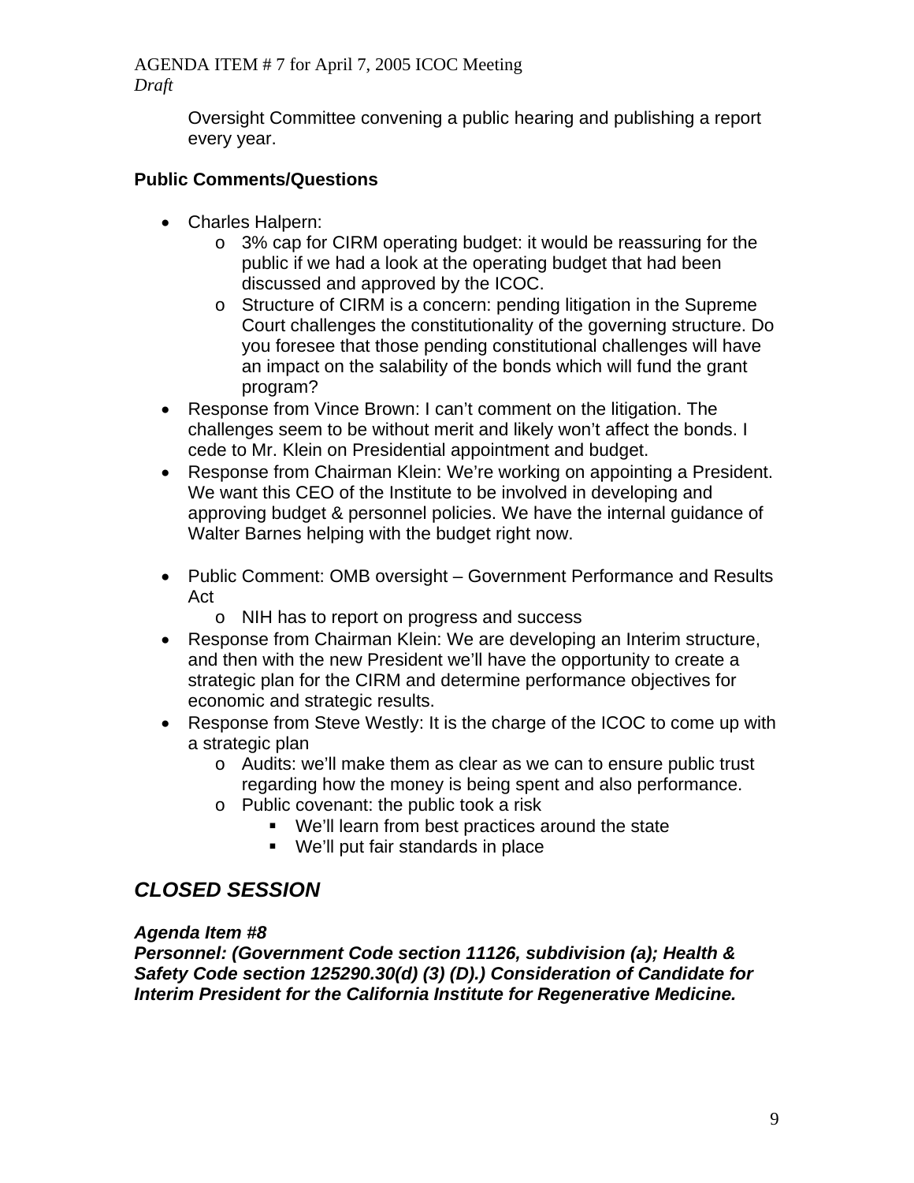Oversight Committee convening a public hearing and publishing a report every year.

**Public Comments/Questions**

- Charles Halpern:
  - 3% cap for CIRM operating budget: it would be reassuring for the public if we had a look at the operating budget that had been discussed and approved by the ICOC.
  - Structure of CIRM is a concern: pending litigation in the Supreme Court challenges the constitutionality of the governing structure. Do you foresee that those pending constitutional challenges will have an impact on the salability of the bonds which will fund the grant program?
- Response from Vince Brown: I can't comment on the litigation. The challenges seem to be without merit and likely won't affect the bonds. I cede to Mr. Klein on Presidential appointment and budget.
- Response from Chairman Klein: We're working on appointing a President. We want this CEO of the Institute to be involved in developing and approving budget & personnel policies. We have the internal guidance of Walter Barnes helping with the budget right now.

- Public Comment: OMB oversight – Government Performance and Results Act
  - NIH has to report on progress and success
- Response from Chairman Klein: We are developing an Interim structure, and then with the new President we'll have the opportunity to create a strategic plan for the CIRM and determine performance objectives for economic and strategic results.
- Response from Steve Westly: It is the charge of the ICOC to come up with a strategic plan
  - Audits: we'll make them as clear as we can to ensure public trust regarding how the money is being spent and also performance.
  - Public covenant: the public took a risk
    - We'll learn from best practices around the state
    - We'll put fair standards in place

## *CLOSED SESSION*

***Agenda Item #8***
***Personnel: (Government Code section 11126, subdivision (a); Health & Safety Code section 125290.30(d) (3) (D).) Consideration of Candidate for Interim President for the California Institute for Regenerative Medicine.***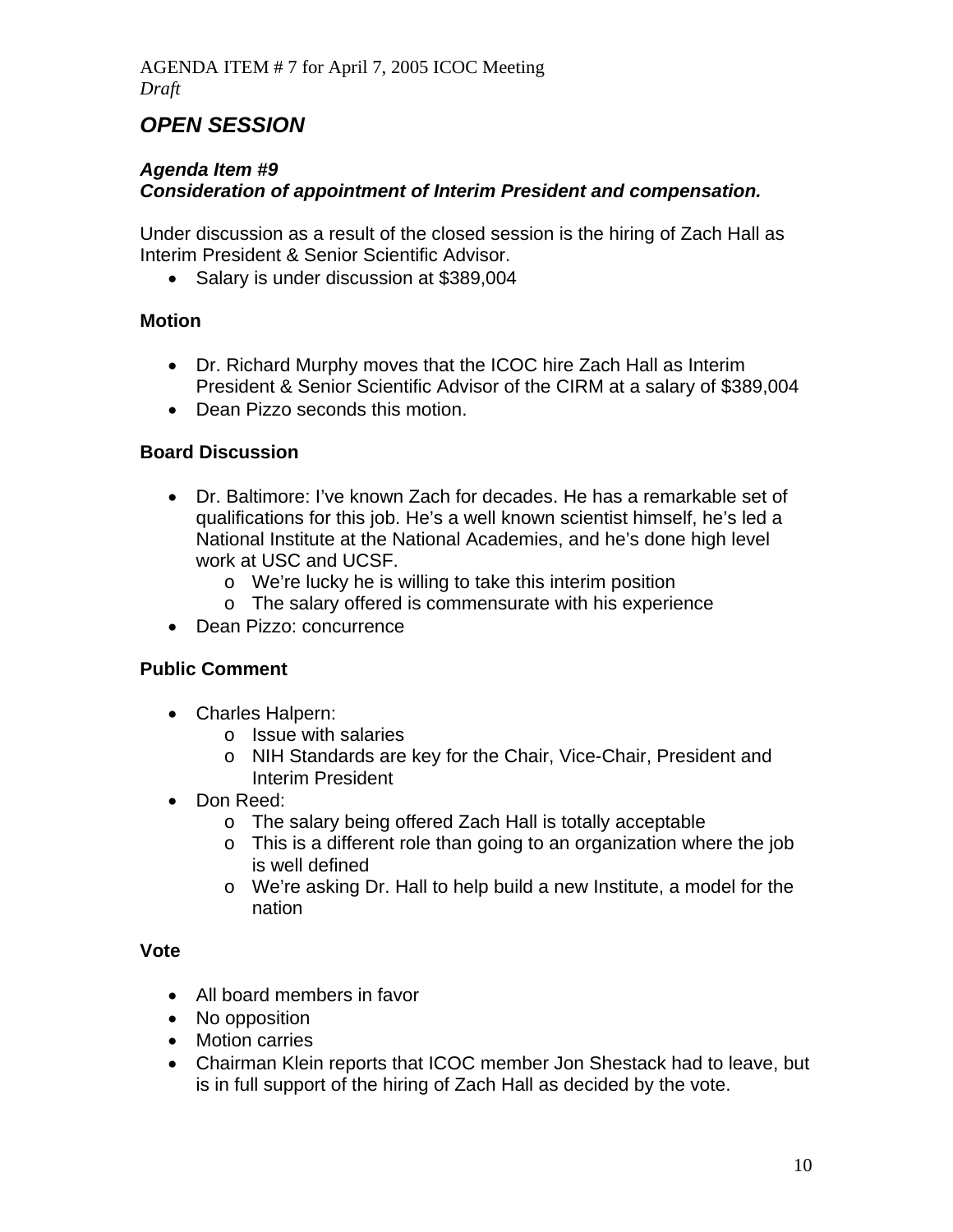AGENDA ITEM # 7 for April 7, 2005 ICOC Meeting
*Draft*

## *OPEN SESSION*

### *Agenda Item #9*
### *Consideration of appointment of Interim President and compensation.*

Under discussion as a result of the closed session is the hiring of Zach Hall as Interim President & Senior Scientific Advisor.

- Salary is under discussion at $389,004

**Motion**

- Dr. Richard Murphy moves that the ICOC hire Zach Hall as Interim President & Senior Scientific Advisor of the CIRM at a salary of $389,004
- Dean Pizzo seconds this motion.

**Board Discussion**

- Dr. Baltimore: I've known Zach for decades. He has a remarkable set of qualifications for this job. He's a well known scientist himself, he's led a National Institute at the National Academies, and he's done high level work at USC and UCSF.
  - We're lucky he is willing to take this interim position
  - The salary offered is commensurate with his experience
- Dean Pizzo: concurrence

**Public Comment**

- Charles Halpern:
  - Issue with salaries
  - NIH Standards are key for the Chair, Vice-Chair, President and Interim President
- Don Reed:
  - The salary being offered Zach Hall is totally acceptable
  - This is a different role than going to an organization where the job is well defined
  - We're asking Dr. Hall to help build a new Institute, a model for the nation

**Vote**

- All board members in favor
- No opposition
- Motion carries
- Chairman Klein reports that ICOC member Jon Shestack had to leave, but is in full support of the hiring of Zach Hall as decided by the vote.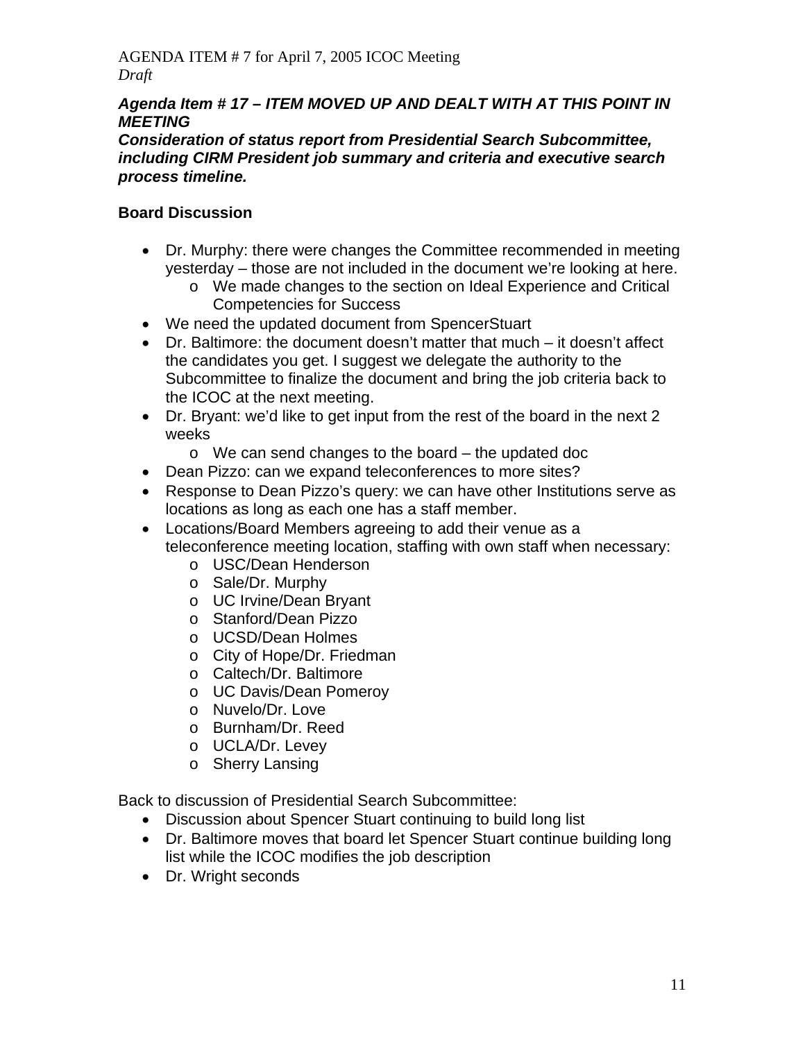AGENDA ITEM # 7 for April 7, 2005 ICOC Meeting
*Draft*

***Agenda Item # 17 – ITEM MOVED UP AND DEALT WITH AT THIS POINT IN MEETING***
***Consideration of status report from Presidential Search Subcommittee, including CIRM President job summary and criteria and executive search process timeline.***

**Board Discussion**

- Dr. Murphy: there were changes the Committee recommended in meeting yesterday – those are not included in the document we're looking at here.
    - We made changes to the section on Ideal Experience and Critical Competencies for Success
- We need the updated document from SpencerStuart
- Dr. Baltimore: the document doesn't matter that much – it doesn't affect the candidates you get. I suggest we delegate the authority to the Subcommittee to finalize the document and bring the job criteria back to the ICOC at the next meeting.
- Dr. Bryant: we'd like to get input from the rest of the board in the next 2 weeks
    - We can send changes to the board – the updated doc
- Dean Pizzo: can we expand teleconferences to more sites?
- Response to Dean Pizzo's query: we can have other Institutions serve as locations as long as each one has a staff member.
- Locations/Board Members agreeing to add their venue as a teleconference meeting location, staffing with own staff when necessary:
    - USC/Dean Henderson
    - Sale/Dr. Murphy
    - UC Irvine/Dean Bryant
    - Stanford/Dean Pizzo
    - UCSD/Dean Holmes
    - City of Hope/Dr. Friedman
    - Caltech/Dr. Baltimore
    - UC Davis/Dean Pomeroy
    - Nuvelo/Dr. Love
    - Burnham/Dr. Reed
    - UCLA/Dr. Levey
    - Sherry Lansing

Back to discussion of Presidential Search Subcommittee:

- Discussion about Spencer Stuart continuing to build long list
- Dr. Baltimore moves that board let Spencer Stuart continue building long list while the ICOC modifies the job description
- Dr. Wright seconds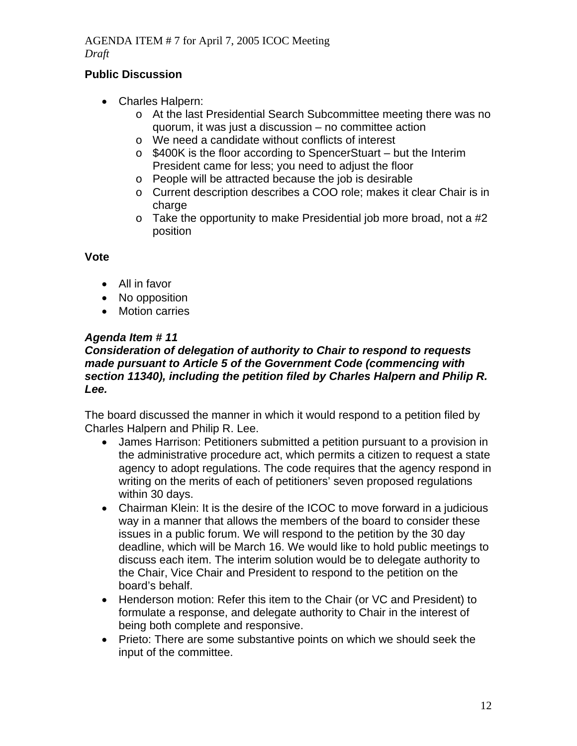**Public Discussion**

- Charles Halpern:
    - At the last Presidential Search Subcommittee meeting there was no quorum, it was just a discussion – no committee action
    - We need a candidate without conflicts of interest
    - $400K is the floor according to SpencerStuart – but the Interim President came for less; you need to adjust the floor
    - People will be attracted because the job is desirable
    - Current description describes a COO role; makes it clear Chair is in charge
    - Take the opportunity to make Presidential job more broad, not a #2 position

**Vote**

- All in favor
- No opposition
- Motion carries

***Agenda Item # 11***
***Consideration of delegation of authority to Chair to respond to requests made pursuant to Article 5 of the Government Code (commencing with section 11340), including the petition filed by Charles Halpern and Philip R. Lee.***

The board discussed the manner in which it would respond to a petition filed by Charles Halpern and Philip R. Lee.

- James Harrison: Petitioners submitted a petition pursuant to a provision in the administrative procedure act, which permits a citizen to request a state agency to adopt regulations. The code requires that the agency respond in writing on the merits of each of petitioners' seven proposed regulations within 30 days.
- Chairman Klein: It is the desire of the ICOC to move forward in a judicious way in a manner that allows the members of the board to consider these issues in a public forum. We will respond to the petition by the 30 day deadline, which will be March 16. We would like to hold public meetings to discuss each item. The interim solution would be to delegate authority to the Chair, Vice Chair and President to respond to the petition on the board's behalf.
- Henderson motion: Refer this item to the Chair (or VC and President) to formulate a response, and delegate authority to Chair in the interest of being both complete and responsive.
- Prieto: There are some substantive points on which we should seek the input of the committee.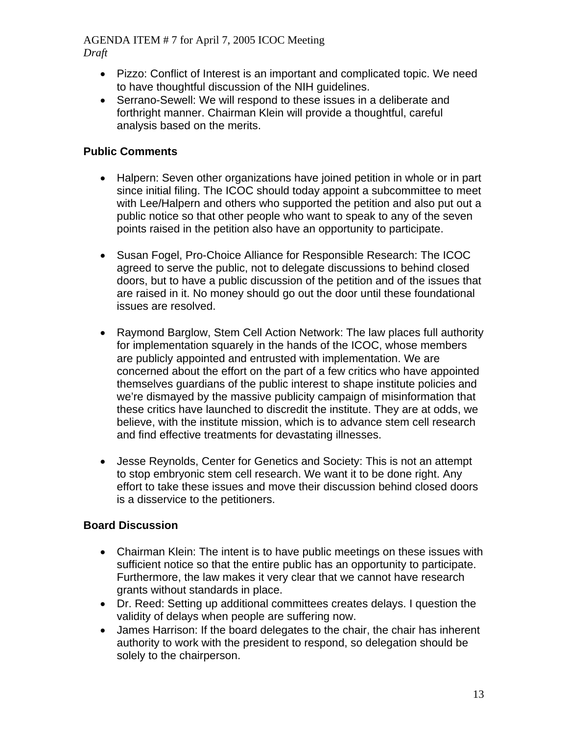- Pizzo: Conflict of Interest is an important and complicated topic. We need to have thoughtful discussion of the NIH guidelines.
- Serrano-Sewell: We will respond to these issues in a deliberate and forthright manner. Chairman Klein will provide a thoughtful, careful analysis based on the merits.

**Public Comments**

- Halpern: Seven other organizations have joined petition in whole or in part since initial filing. The ICOC should today appoint a subcommittee to meet with Lee/Halpern and others who supported the petition and also put out a public notice so that other people who want to speak to any of the seven points raised in the petition also have an opportunity to participate.

- Susan Fogel, Pro-Choice Alliance for Responsible Research: The ICOC agreed to serve the public, not to delegate discussions to behind closed doors, but to have a public discussion of the petition and of the issues that are raised in it. No money should go out the door until these foundational issues are resolved.

- Raymond Barglow, Stem Cell Action Network: The law places full authority for implementation squarely in the hands of the ICOC, whose members are publicly appointed and entrusted with implementation. We are concerned about the effort on the part of a few critics who have appointed themselves guardians of the public interest to shape institute policies and we're dismayed by the massive publicity campaign of misinformation that these critics have launched to discredit the institute. They are at odds, we believe, with the institute mission, which is to advance stem cell research and find effective treatments for devastating illnesses.

- Jesse Reynolds, Center for Genetics and Society: This is not an attempt to stop embryonic stem cell research. We want it to be done right. Any effort to take these issues and move their discussion behind closed doors is a disservice to the petitioners.

**Board Discussion**

- Chairman Klein: The intent is to have public meetings on these issues with sufficient notice so that the entire public has an opportunity to participate. Furthermore, the law makes it very clear that we cannot have research grants without standards in place.
- Dr. Reed: Setting up additional committees creates delays. I question the validity of delays when people are suffering now.
- James Harrison: If the board delegates to the chair, the chair has inherent authority to work with the president to respond, so delegation should be solely to the chairperson.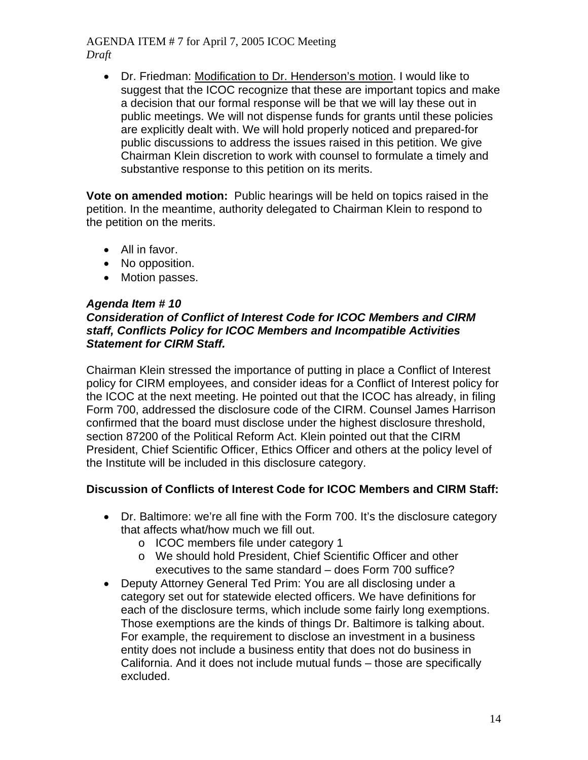- Dr. Friedman: Modification to Dr. Henderson's motion. I would like to suggest that the ICOC recognize that these are important topics and make a decision that our formal response will be that we will lay these out in public meetings. We will not dispense funds for grants until these policies are explicitly dealt with. We will hold properly noticed and prepared-for public discussions to address the issues raised in this petition. We give Chairman Klein discretion to work with counsel to formulate a timely and substantive response to this petition on its merits.

**Vote on amended motion:** Public hearings will be held on topics raised in the petition. In the meantime, authority delegated to Chairman Klein to respond to the petition on the merits.

- All in favor.
- No opposition.
- Motion passes.

***Agenda Item # 10***
***Consideration of Conflict of Interest Code for ICOC Members and CIRM staff, Conflicts Policy for ICOC Members and Incompatible Activities Statement for CIRM Staff.***

Chairman Klein stressed the importance of putting in place a Conflict of Interest policy for CIRM employees, and consider ideas for a Conflict of Interest policy for the ICOC at the next meeting. He pointed out that the ICOC has already, in filing Form 700, addressed the disclosure code of the CIRM. Counsel James Harrison confirmed that the board must disclose under the highest disclosure threshold, section 87200 of the Political Reform Act. Klein pointed out that the CIRM President, Chief Scientific Officer, Ethics Officer and others at the policy level of the Institute will be included in this disclosure category.

**Discussion of Conflicts of Interest Code for ICOC Members and CIRM Staff:**

- Dr. Baltimore: we're all fine with the Form 700. It's the disclosure category that affects what/how much we fill out.
  - ICOC members file under category 1
  - We should hold President, Chief Scientific Officer and other executives to the same standard – does Form 700 suffice?
- Deputy Attorney General Ted Prim: You are all disclosing under a category set out for statewide elected officers. We have definitions for each of the disclosure terms, which include some fairly long exemptions. Those exemptions are the kinds of things Dr. Baltimore is talking about. For example, the requirement to disclose an investment in a business entity does not include a business entity that does not do business in California. And it does not include mutual funds – those are specifically excluded.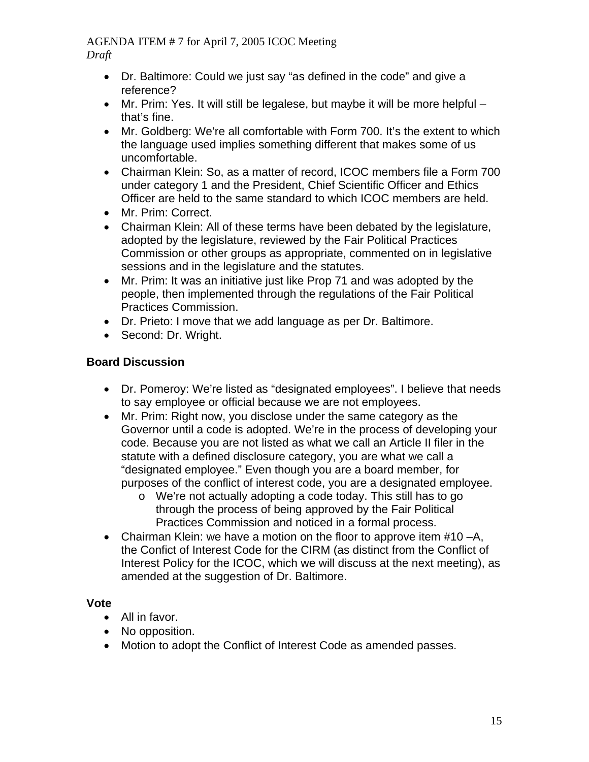- Dr. Baltimore: Could we just say "as defined in the code" and give a reference?
- Mr. Prim: Yes. It will still be legalese, but maybe it will be more helpful – that's fine.
- Mr. Goldberg: We're all comfortable with Form 700. It's the extent to which the language used implies something different that makes some of us uncomfortable.
- Chairman Klein: So, as a matter of record, ICOC members file a Form 700 under category 1 and the President, Chief Scientific Officer and Ethics Officer are held to the same standard to which ICOC members are held.
- Mr. Prim: Correct.
- Chairman Klein: All of these terms have been debated by the legislature, adopted by the legislature, reviewed by the Fair Political Practices Commission or other groups as appropriate, commented on in legislative sessions and in the legislature and the statutes.
- Mr. Prim: It was an initiative just like Prop 71 and was adopted by the people, then implemented through the regulations of the Fair Political Practices Commission.
- Dr. Prieto: I move that we add language as per Dr. Baltimore.
- Second: Dr. Wright.

### Board Discussion

- Dr. Pomeroy: We're listed as "designated employees". I believe that needs to say employee or official because we are not employees.
- Mr. Prim: Right now, you disclose under the same category as the Governor until a code is adopted. We're in the process of developing your code. Because you are not listed as what we call an Article II filer in the statute with a defined disclosure category, you are what we call a "designated employee." Even though you are a board member, for purposes of the conflict of interest code, you are a designated employee.
  - We're not actually adopting a code today. This still has to go through the process of being approved by the Fair Political Practices Commission and noticed in a formal process.
- Chairman Klein: we have a motion on the floor to approve item #10 –A, the Confict of Interest Code for the CIRM (as distinct from the Conflict of Interest Policy for the ICOC, which we will discuss at the next meeting), as amended at the suggestion of Dr. Baltimore.

### Vote

- All in favor.
- No opposition.
- Motion to adopt the Conflict of Interest Code as amended passes.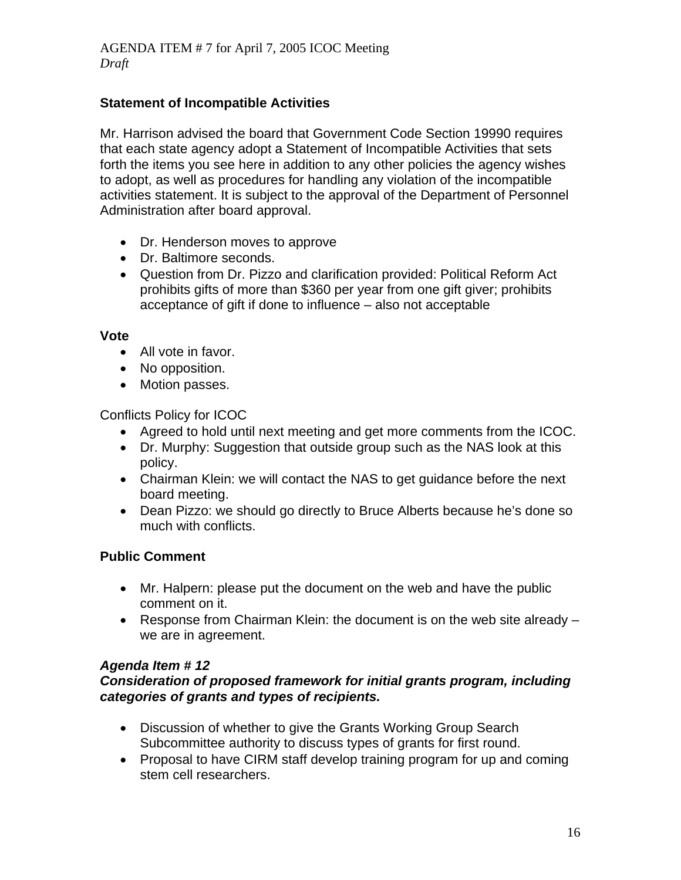AGENDA ITEM # 7 for April 7, 2005 ICOC Meeting
*Draft*

**Statement of Incompatible Activities**

Mr. Harrison advised the board that Government Code Section 19990 requires that each state agency adopt a Statement of Incompatible Activities that sets forth the items you see here in addition to any other policies the agency wishes to adopt, as well as procedures for handling any violation of the incompatible activities statement. It is subject to the approval of the Department of Personnel Administration after board approval.

- Dr. Henderson moves to approve
- Dr. Baltimore seconds.
- Question from Dr. Pizzo and clarification provided: Political Reform Act prohibits gifts of more than $360 per year from one gift giver; prohibits acceptance of gift if done to influence – also not acceptable

**Vote**

- All vote in favor.
- No opposition.
- Motion passes.

Conflicts Policy for ICOC

- Agreed to hold until next meeting and get more comments from the ICOC.
- Dr. Murphy: Suggestion that outside group such as the NAS look at this policy.
- Chairman Klein: we will contact the NAS to get guidance before the next board meeting.
- Dean Pizzo: we should go directly to Bruce Alberts because he's done so much with conflicts.

**Public Comment**

- Mr. Halpern: please put the document on the web and have the public comment on it.
- Response from Chairman Klein: the document is on the web site already – we are in agreement.

***Agenda Item # 12***
***Consideration of proposed framework for initial grants program, including categories of grants and types of recipients.***

- Discussion of whether to give the Grants Working Group Search Subcommittee authority to discuss types of grants for first round.
- Proposal to have CIRM staff develop training program for up and coming stem cell researchers.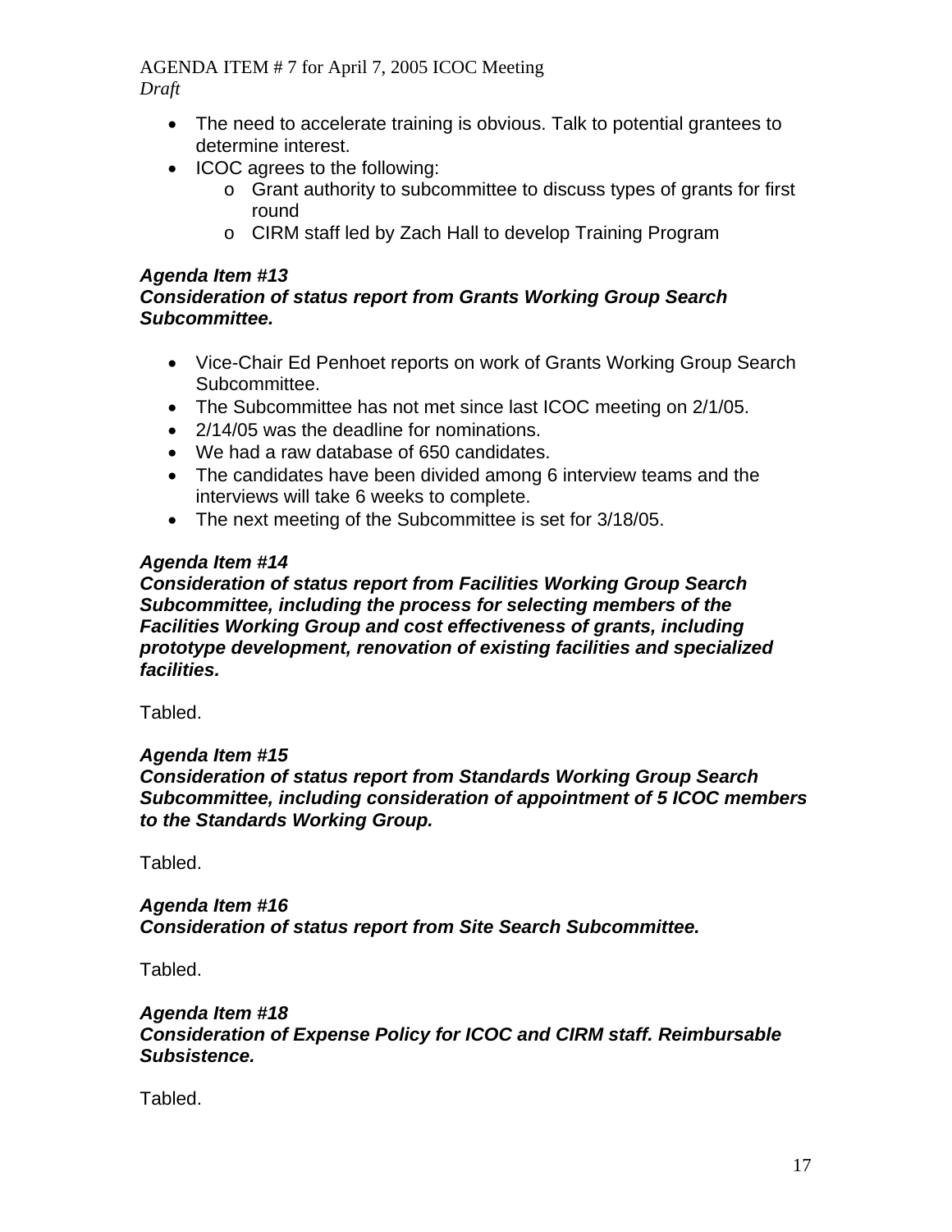- The need to accelerate training is obvious. Talk to potential grantees to determine interest.
- ICOC agrees to the following:
  - Grant authority to subcommittee to discuss types of grants for first round
  - CIRM staff led by Zach Hall to develop Training Program

***Agenda Item #13***
***Consideration of status report from Grants Working Group Search Subcommittee.***

- Vice-Chair Ed Penhoet reports on work of Grants Working Group Search Subcommittee.
- The Subcommittee has not met since last ICOC meeting on 2/1/05.
- 2/14/05 was the deadline for nominations.
- We had a raw database of 650 candidates.
- The candidates have been divided among 6 interview teams and the interviews will take 6 weeks to complete.
- The next meeting of the Subcommittee is set for 3/18/05.

***Agenda Item #14***
***Consideration of status report from Facilities Working Group Search Subcommittee, including the process for selecting members of the Facilities Working Group and cost effectiveness of grants, including prototype development, renovation of existing facilities and specialized facilities.***

Tabled.

***Agenda Item #15***
***Consideration of status report from Standards Working Group Search Subcommittee, including consideration of appointment of 5 ICOC members to the Standards Working Group.***

Tabled.

***Agenda Item #16***
***Consideration of status report from Site Search Subcommittee.***

Tabled.

***Agenda Item #18***
***Consideration of Expense Policy for ICOC and CIRM staff. Reimbursable Subsistence.***

Tabled.